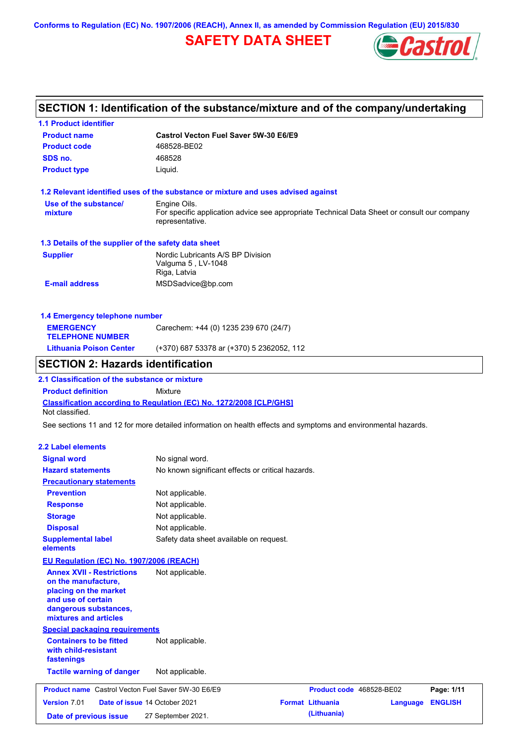Conforms to Regulation (EC) No. 1907/2006 (REACH), Annex II, as amended by Commission Regulation (EU) 2015/830

# SAFETY DATA SHEET

## SECTION 1: Identification of the substance/mixture and of the company/undertaking

### 1.1 Product identifier

| | |
|---|---|
| **Product name** | **Castrol Vecton Fuel Saver 5W-30 E6/E9** |
| **Product code** | 468528-BE02 |
| **SDS no.** | 468528 |
| **Product type** | Liquid. |

### 1.2 Relevant identified uses of the substance or mixture and uses advised against

| | |
|---|---|
| **Use of the substance/ mixture** | Engine Oils. For specific application advice see appropriate Technical Data Sheet or consult our company representative. |

### 1.3 Details of the supplier of the safety data sheet

| | |
|---|---|
| **Supplier** | Nordic Lubricants A/S BP Division<br>Valguma 5 , LV-1048<br>Riga, Latvia |
| **E-mail address** | MSDSadvice@bp.com |

### 1.4 Emergency telephone number

| | |
|---|---|
| **EMERGENCY TELEPHONE NUMBER** | Carechem: +44 (0) 1235 239 670 (24/7) |
| **Lithuania Poison Center** | (+370) 687 53378 ar (+370) 5 2362052, 112 |

## SECTION 2: Hazards identification

### 2.1 Classification of the substance or mixture

**Product definition** Mixture

**Classification according to Regulation (EC) No. 1272/2008 [CLP/GHS]**

Not classified.

See sections 11 and 12 for more detailed information on health effects and symptoms and environmental hazards.

### 2.2 Label elements

| | |
|---|---|
| **Signal word** | No signal word. |
| **Hazard statements** | No known significant effects or critical hazards. |
| **Precautionary statements** | |
| **Prevention** | Not applicable. |
| **Response** | Not applicable. |
| **Storage** | Not applicable. |
| **Disposal** | Not applicable. |
| **Supplemental label elements** | Safety data sheet available on request. |

**EU Regulation (EC) No. 1907/2006 (REACH)**

| | |
|---|---|
| **Annex XVII - Restrictions on the manufacture, placing on the market and use of certain dangerous substances, mixtures and articles** | Not applicable. |

**Special packaging requirements**

| | |
|---|---|
| **Containers to be fitted with child-resistant fastenings** | Not applicable. |
| **Tactile warning of danger** | Not applicable. |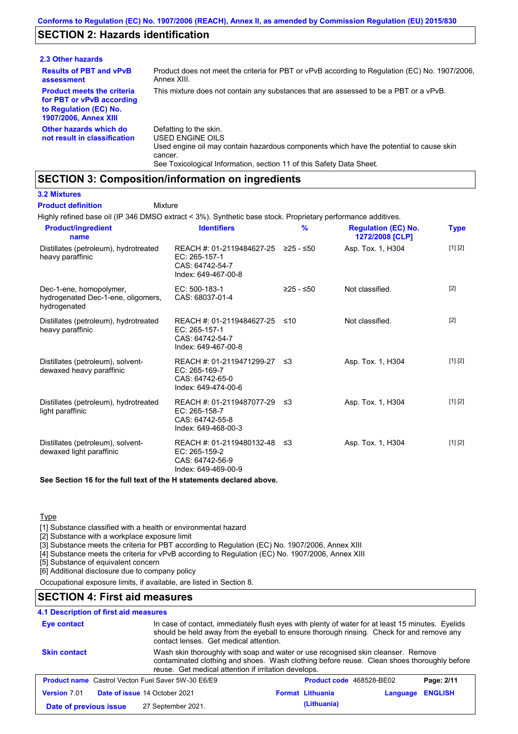## SECTION 2: Hazards identification

### 2.3 Other hazards

**Results of PBT and vPvB assessment**: Product does not meet the criteria for PBT or vPvB according to Regulation (EC) No. 1907/2006, Annex XIII.

**Product meets the criteria for PBT or vPvB according to Regulation (EC) No. 1907/2006, Annex XIII**: This mixture does not contain any substances that are assessed to be a PBT or a vPvB.

**Other hazards which do not result in classification**: Defatting to the skin.
USED ENGINE OILS
Used engine oil may contain hazardous components which have the potential to cause skin cancer.
See Toxicological Information, section 11 of this Safety Data Sheet.

## SECTION 3: Composition/information on ingredients

### 3.2 Mixtures

**Product definition**: Mixture

Highly refined base oil (IP 346 DMSO extract < 3%). Synthetic base stock. Proprietary performance additives.

| Product/ingredient name | Identifiers | % | Regulation (EC) No. 1272/2008 [CLP] | Type |
|---|---|---|---|---|
| Distillates (petroleum), hydrotreated heavy paraffinic | REACH #: 01-2119484627-25<br>EC: 265-157-1<br>CAS: 64742-54-7<br>Index: 649-467-00-8 | ≥25 - ≤50 | Asp. Tox. 1, H304 | [1] [2] |
| Dec-1-ene, homopolymer, hydrogenated Dec-1-ene, oligomers, hydrogenated | EC: 500-183-1<br>CAS: 68037-01-4 | ≥25 - ≤50 | Not classified. | [2] |
| Distillates (petroleum), hydrotreated heavy paraffinic | REACH #: 01-2119484627-25<br>EC: 265-157-1<br>CAS: 64742-54-7<br>Index: 649-467-00-8 | ≤10 | Not classified. | [2] |
| Distillates (petroleum), solvent-dewaxed heavy paraffinic | REACH #: 01-2119471299-27<br>EC: 265-169-7<br>CAS: 64742-65-0<br>Index: 649-474-00-6 | ≤3 | Asp. Tox. 1, H304 | [1] [2] |
| Distillates (petroleum), hydrotreated light paraffinic | REACH #: 01-2119487077-29<br>EC: 265-158-7<br>CAS: 64742-55-8<br>Index: 649-468-00-3 | ≤3 | Asp. Tox. 1, H304 | [1] [2] |
| Distillates (petroleum), solvent-dewaxed light paraffinic | REACH #: 01-2119480132-48<br>EC: 265-159-2<br>CAS: 64742-56-9<br>Index: 649-469-00-9 | ≤3 | Asp. Tox. 1, H304 | [1] [2] |

**See Section 16 for the full text of the H statements declared above.**

Type

[1] Substance classified with a health or environmental hazard
[2] Substance with a workplace exposure limit
[3] Substance meets the criteria for PBT according to Regulation (EC) No. 1907/2006, Annex XIII
[4] Substance meets the criteria for vPvB according to Regulation (EC) No. 1907/2006, Annex XIII
[5] Substance of equivalent concern
[6] Additional disclosure due to company policy

Occupational exposure limits, if available, are listed in Section 8.

## SECTION 4: First aid measures

### 4.1 Description of first aid measures

**Eye contact**: In case of contact, immediately flush eyes with plenty of water for at least 15 minutes. Eyelids should be held away from the eyeball to ensure thorough rinsing. Check for and remove any contact lenses. Get medical attention.

**Skin contact**: Wash skin thoroughly with soap and water or use recognised skin cleanser. Remove contaminated clothing and shoes. Wash clothing before reuse. Clean shoes thoroughly before reuse. Get medical attention if irritation develops.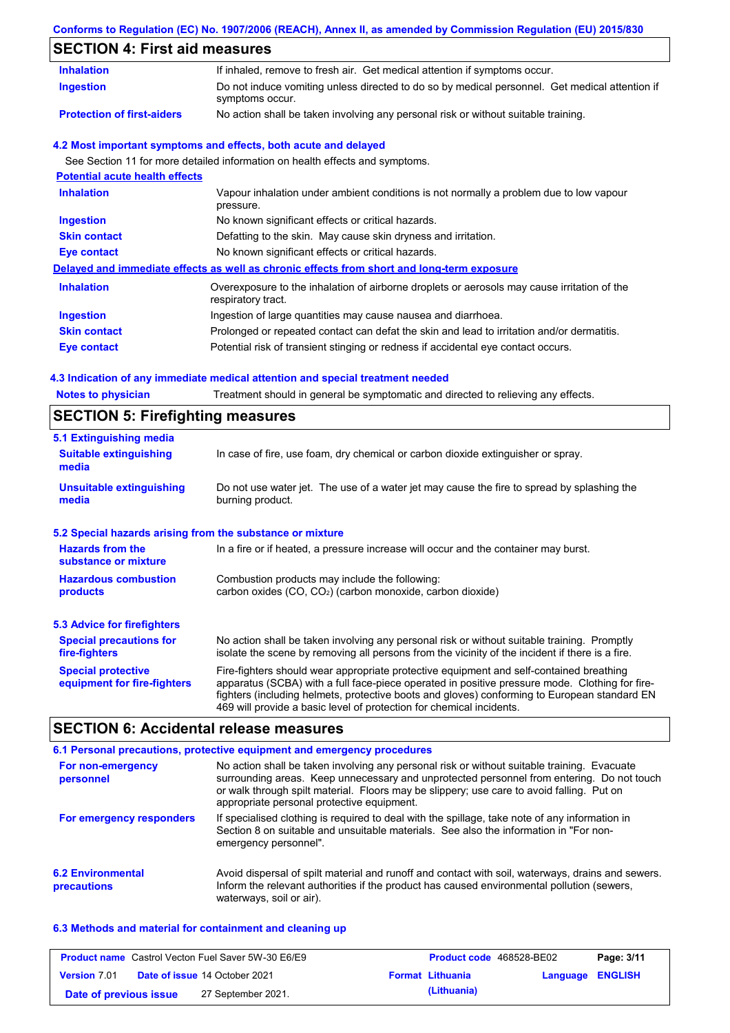Conforms to Regulation (EC) No. 1907/2006 (REACH), Annex II, as amended by Commission Regulation (EU) 2015/830

## SECTION 4: First aid measures

| | |
|---|---|
| **Inhalation** | If inhaled, remove to fresh air. Get medical attention if symptoms occur. |
| **Ingestion** | Do not induce vomiting unless directed to do so by medical personnel. Get medical attention if symptoms occur. |
| **Protection of first-aiders** | No action shall be taken involving any personal risk or without suitable training. |

### 4.2 Most important symptoms and effects, both acute and delayed

See Section 11 for more detailed information on health effects and symptoms.

**Potential acute health effects**

| | |
|---|---|
| **Inhalation** | Vapour inhalation under ambient conditions is not normally a problem due to low vapour pressure. |
| **Ingestion** | No known significant effects or critical hazards. |
| **Skin contact** | Defatting to the skin. May cause skin dryness and irritation. |
| **Eye contact** | No known significant effects or critical hazards. |

**Delayed and immediate effects as well as chronic effects from short and long-term exposure**

| | |
|---|---|
| **Inhalation** | Overexposure to the inhalation of airborne droplets or aerosols may cause irritation of the respiratory tract. |
| **Ingestion** | Ingestion of large quantities may cause nausea and diarrhoea. |
| **Skin contact** | Prolonged or repeated contact can defat the skin and lead to irritation and/or dermatitis. |
| **Eye contact** | Potential risk of transient stinging or redness if accidental eye contact occurs. |

### 4.3 Indication of any immediate medical attention and special treatment needed

| | |
|---|---|
| **Notes to physician** | Treatment should in general be symptomatic and directed to relieving any effects. |

## SECTION 5: Firefighting measures

### 5.1 Extinguishing media

| | |
|---|---|
| **Suitable extinguishing media** | In case of fire, use foam, dry chemical or carbon dioxide extinguisher or spray. |
| **Unsuitable extinguishing media** | Do not use water jet. The use of a water jet may cause the fire to spread by splashing the burning product. |

### 5.2 Special hazards arising from the substance or mixture

| | |
|---|---|
| **Hazards from the substance or mixture** | In a fire or if heated, a pressure increase will occur and the container may burst. |
| **Hazardous combustion products** | Combustion products may include the following: carbon oxides (CO, $CO_2$) (carbon monoxide, carbon dioxide) |

### 5.3 Advice for firefighters

| | |
|---|---|
| **Special precautions for fire-fighters** | No action shall be taken involving any personal risk or without suitable training. Promptly isolate the scene by removing all persons from the vicinity of the incident if there is a fire. |
| **Special protective equipment for fire-fighters** | Fire-fighters should wear appropriate protective equipment and self-contained breathing apparatus (SCBA) with a full face-piece operated in positive pressure mode. Clothing for fire-fighters (including helmets, protective boots and gloves) conforming to European standard EN 469 will provide a basic level of protection for chemical incidents. |

## SECTION 6: Accidental release measures

### 6.1 Personal precautions, protective equipment and emergency procedures

| | |
|---|---|
| **For non-emergency personnel** | No action shall be taken involving any personal risk or without suitable training. Evacuate surrounding areas. Keep unnecessary and unprotected personnel from entering. Do not touch or walk through spilt material. Floors may be slippery; use care to avoid falling. Put on appropriate personal protective equipment. |
| **For emergency responders** | If specialised clothing is required to deal with the spillage, take note of any information in Section 8 on suitable and unsuitable materials. See also the information in "For non-emergency personnel". |

| | |
|---|---|
| **6.2 Environmental precautions** | Avoid dispersal of spilt material and runoff and contact with soil, waterways, drains and sewers. Inform the relevant authorities if the product has caused environmental pollution (sewers, waterways, soil or air). |

### 6.3 Methods and material for containment and cleaning up

| | | | |
|---|---|---|---|
| **Product name** Castrol Vecton Fuel Saver 5W-30 E6/E9 | | **Product code** 468528-BE02 | |
| **Version** 7.01 | **Date of issue** 14 October 2021 | **Format** Lithuania (Lithuania) | **Language** ENGLISH |
| **Date of previous issue** | 27 September 2021. | | |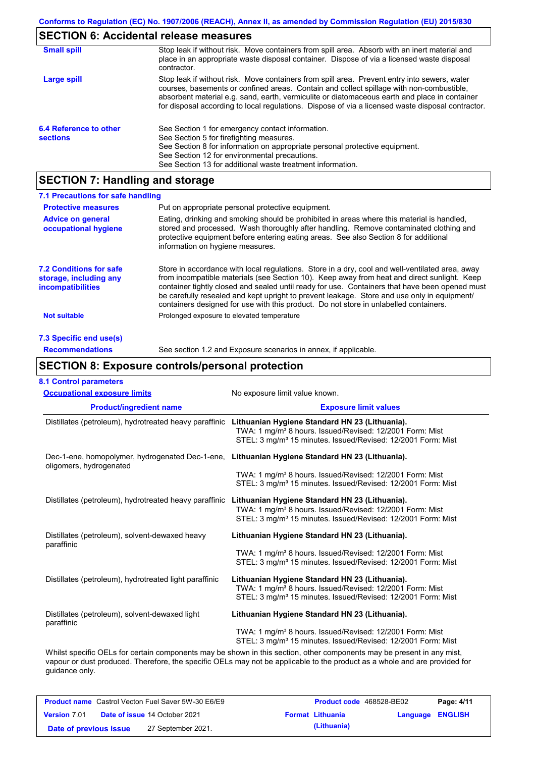## SECTION 6: Accidental release measures

**Small spill**

Stop leak if without risk. Move containers from spill area. Absorb with an inert material and place in an appropriate waste disposal container. Dispose of via a licensed waste disposal contractor.

**Large spill**

Stop leak if without risk. Move containers from spill area. Prevent entry into sewers, water courses, basements or confined areas. Contain and collect spillage with non-combustible, absorbent material e.g. sand, earth, vermiculite or diatomaceous earth and place in container for disposal according to local regulations. Dispose of via a licensed waste disposal contractor.

**6.4 Reference to other sections**

See Section 1 for emergency contact information.
See Section 5 for firefighting measures.
See Section 8 for information on appropriate personal protective equipment.
See Section 12 for environmental precautions.
See Section 13 for additional waste treatment information.

## SECTION 7: Handling and storage

### 7.1 Precautions for safe handling

**Protective measures**

Put on appropriate personal protective equipment.

**Advice on general occupational hygiene**

Eating, drinking and smoking should be prohibited in areas where this material is handled, stored and processed. Wash thoroughly after handling. Remove contaminated clothing and protective equipment before entering eating areas. See also Section 8 for additional information on hygiene measures.

**7.2 Conditions for safe storage, including any incompatibilities**

Store in accordance with local regulations. Store in a dry, cool and well-ventilated area, away from incompatible materials (see Section 10). Keep away from heat and direct sunlight. Keep container tightly closed and sealed until ready for use. Containers that have been opened must be carefully resealed and kept upright to prevent leakage. Store and use only in equipment/ containers designed for use with this product. Do not store in unlabelled containers.

**Not suitable**

Prolonged exposure to elevated temperature

### 7.3 Specific end use(s)

**Recommendations**

See section 1.2 and Exposure scenarios in annex, if applicable.

## SECTION 8: Exposure controls/personal protection

### 8.1 Control parameters

**Occupational exposure limits**

No exposure limit value known.

| Product/ingredient name | Exposure limit values |
|---|---|
| Distillates (petroleum), hydrotreated heavy paraffinic | **Lithuanian Hygiene Standard HN 23 (Lithuania).**<br>TWA: 1 mg/m³ 8 hours. Issued/Revised: 12/2001 Form: Mist<br>STEL: 3 mg/m³ 15 minutes. Issued/Revised: 12/2001 Form: Mist |
| Dec-1-ene, homopolymer, hydrogenated Dec-1-ene, oligomers, hydrogenated | **Lithuanian Hygiene Standard HN 23 (Lithuania).**<br>TWA: 1 mg/m³ 8 hours. Issued/Revised: 12/2001 Form: Mist<br>STEL: 3 mg/m³ 15 minutes. Issued/Revised: 12/2001 Form: Mist |
| Distillates (petroleum), hydrotreated heavy paraffinic | **Lithuanian Hygiene Standard HN 23 (Lithuania).**<br>TWA: 1 mg/m³ 8 hours. Issued/Revised: 12/2001 Form: Mist<br>STEL: 3 mg/m³ 15 minutes. Issued/Revised: 12/2001 Form: Mist |
| Distillates (petroleum), solvent-dewaxed heavy paraffinic | **Lithuanian Hygiene Standard HN 23 (Lithuania).**<br>TWA: 1 mg/m³ 8 hours. Issued/Revised: 12/2001 Form: Mist<br>STEL: 3 mg/m³ 15 minutes. Issued/Revised: 12/2001 Form: Mist |
| Distillates (petroleum), hydrotreated light paraffinic | **Lithuanian Hygiene Standard HN 23 (Lithuania).**<br>TWA: 1 mg/m³ 8 hours. Issued/Revised: 12/2001 Form: Mist<br>STEL: 3 mg/m³ 15 minutes. Issued/Revised: 12/2001 Form: Mist |
| Distillates (petroleum), solvent-dewaxed light paraffinic | **Lithuanian Hygiene Standard HN 23 (Lithuania).**<br>TWA: 1 mg/m³ 8 hours. Issued/Revised: 12/2001 Form: Mist<br>STEL: 3 mg/m³ 15 minutes. Issued/Revised: 12/2001 Form: Mist |

Whilst specific OELs for certain components may be shown in this section, other components may be present in any mist, vapour or dust produced. Therefore, the specific OELs may not be applicable to the product as a whole and are provided for guidance only.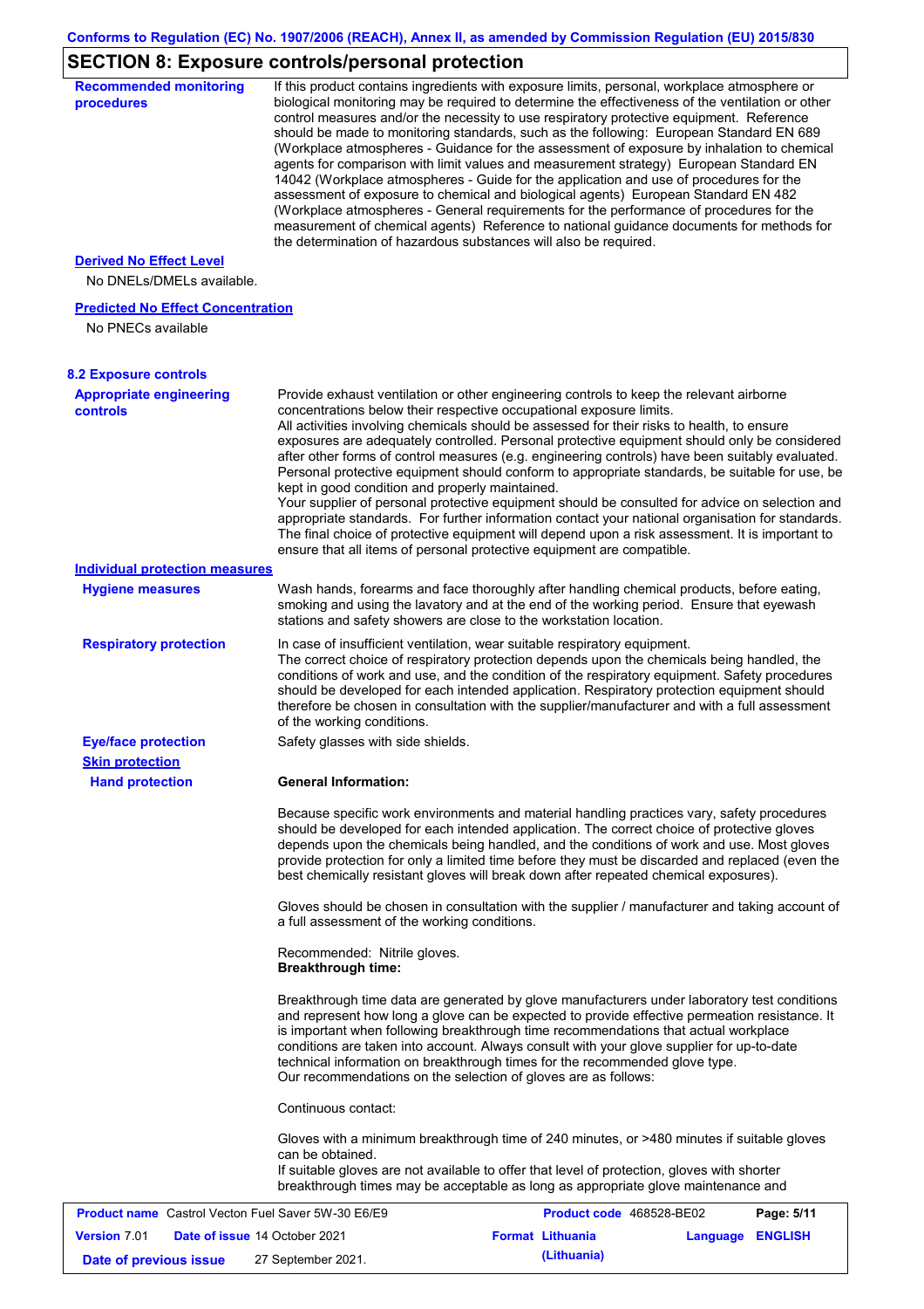## SECTION 8: Exposure controls/personal protection

**Recommended monitoring procedures**

If this product contains ingredients with exposure limits, personal, workplace atmosphere or biological monitoring may be required to determine the effectiveness of the ventilation or other control measures and/or the necessity to use respiratory protective equipment. Reference should be made to monitoring standards, such as the following: European Standard EN 689 (Workplace atmospheres - Guidance for the assessment of exposure by inhalation to chemical agents for comparison with limit values and measurement strategy) European Standard EN 14042 (Workplace atmospheres - Guide for the application and use of procedures for the assessment of exposure to chemical and biological agents) European Standard EN 482 (Workplace atmospheres - General requirements for the performance of procedures for the measurement of chemical agents) Reference to national guidance documents for methods for the determination of hazardous substances will also be required.

**Derived No Effect Level**

No DNELs/DMELs available.

**Predicted No Effect Concentration**

No PNECs available

### 8.2 Exposure controls

**Appropriate engineering controls**

Provide exhaust ventilation or other engineering controls to keep the relevant airborne concentrations below their respective occupational exposure limits.
All activities involving chemicals should be assessed for their risks to health, to ensure exposures are adequately controlled. Personal protective equipment should only be considered after other forms of control measures (e.g. engineering controls) have been suitably evaluated. Personal protective equipment should conform to appropriate standards, be suitable for use, be kept in good condition and properly maintained.
Your supplier of personal protective equipment should be consulted for advice on selection and appropriate standards. For further information contact your national organisation for standards. The final choice of protective equipment will depend upon a risk assessment. It is important to ensure that all items of personal protective equipment are compatible.

**Individual protection measures**

**Hygiene measures**

Wash hands, forearms and face thoroughly after handling chemical products, before eating, smoking and using the lavatory and at the end of the working period. Ensure that eyewash stations and safety showers are close to the workstation location.

**Respiratory protection**

In case of insufficient ventilation, wear suitable respiratory equipment.
The correct choice of respiratory protection depends upon the chemicals being handled, the conditions of work and use, and the condition of the respiratory equipment. Safety procedures should be developed for each intended application. Respiratory protection equipment should therefore be chosen in consultation with the supplier/manufacturer and with a full assessment of the working conditions.

**Eye/face protection**

Safety glasses with side shields.

**Skin protection**

**Hand protection**

**General Information:**

Because specific work environments and material handling practices vary, safety procedures should be developed for each intended application. The correct choice of protective gloves depends upon the chemicals being handled, and the conditions of work and use. Most gloves provide protection for only a limited time before they must be discarded and replaced (even the best chemically resistant gloves will break down after repeated chemical exposures).

Gloves should be chosen in consultation with the supplier / manufacturer and taking account of a full assessment of the working conditions.

Recommended: Nitrile gloves.
**Breakthrough time:**

Breakthrough time data are generated by glove manufacturers under laboratory test conditions and represent how long a glove can be expected to provide effective permeation resistance. It is important when following breakthrough time recommendations that actual workplace conditions are taken into account. Always consult with your glove supplier for up-to-date technical information on breakthrough times for the recommended glove type.
Our recommendations on the selection of gloves are as follows:

Continuous contact:

Gloves with a minimum breakthrough time of 240 minutes, or >480 minutes if suitable gloves can be obtained.
If suitable gloves are not available to offer that level of protection, gloves with shorter breakthrough times may be acceptable as long as appropriate glove maintenance and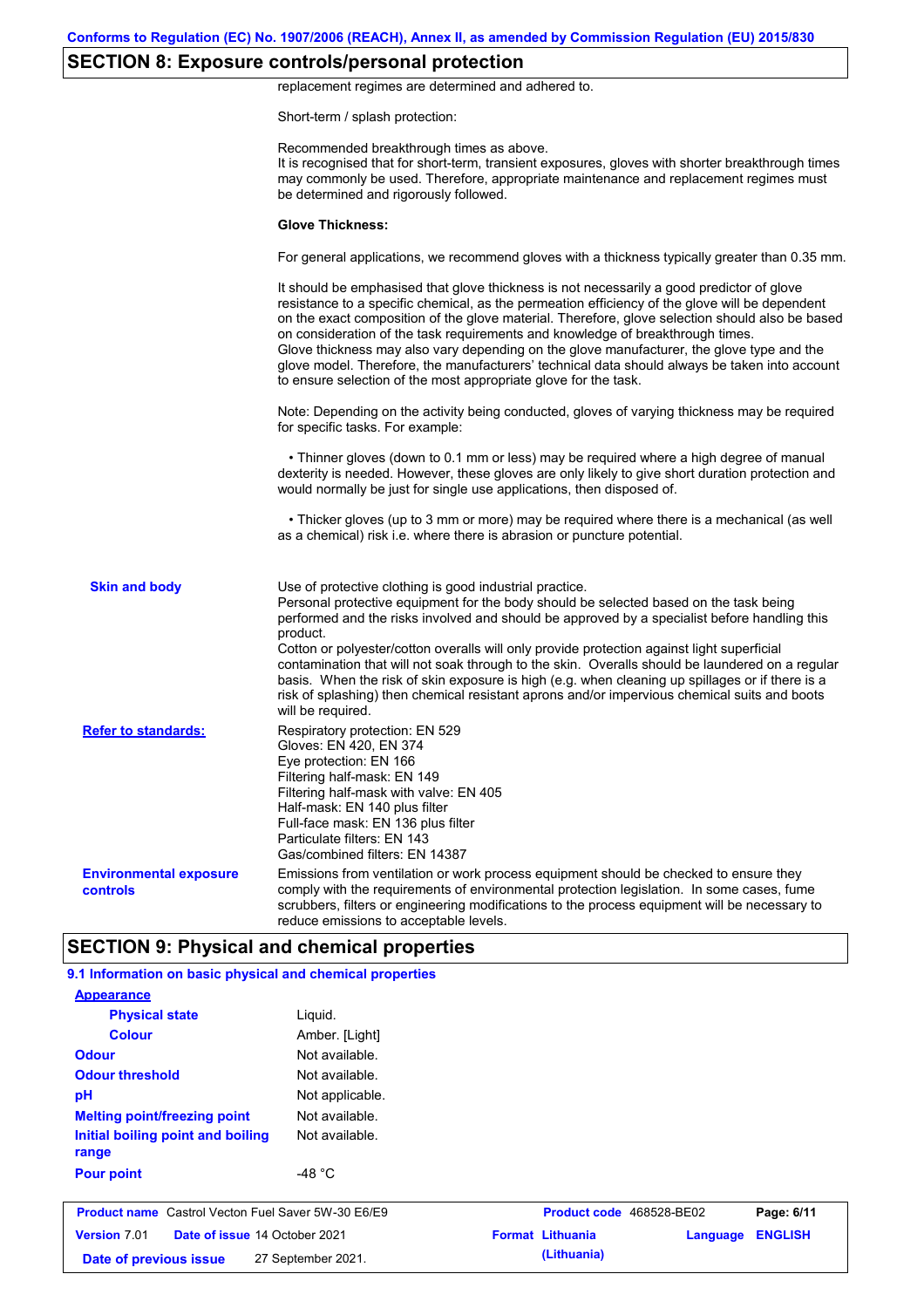## SECTION 8: Exposure controls/personal protection

replacement regimes are determined and adhered to.

Short-term / splash protection:

Recommended breakthrough times as above.
It is recognised that for short-term, transient exposures, gloves with shorter breakthrough times may commonly be used. Therefore, appropriate maintenance and replacement regimes must be determined and rigorously followed.

**Glove Thickness:**

For general applications, we recommend gloves with a thickness typically greater than 0.35 mm.

It should be emphasised that glove thickness is not necessarily a good predictor of glove resistance to a specific chemical, as the permeation efficiency of the glove will be dependent on the exact composition of the glove material. Therefore, glove selection should also be based on consideration of the task requirements and knowledge of breakthrough times.
Glove thickness may also vary depending on the glove manufacturer, the glove type and the glove model. Therefore, the manufacturers' technical data should always be taken into account to ensure selection of the most appropriate glove for the task.

Note: Depending on the activity being conducted, gloves of varying thickness may be required for specific tasks. For example:

• Thinner gloves (down to 0.1 mm or less) may be required where a high degree of manual dexterity is needed. However, these gloves are only likely to give short duration protection and would normally be just for single use applications, then disposed of.

• Thicker gloves (up to 3 mm or more) may be required where there is a mechanical (as well as a chemical) risk i.e. where there is abrasion or puncture potential.

**Skin and body**

Use of protective clothing is good industrial practice.
Personal protective equipment for the body should be selected based on the task being performed and the risks involved and should be approved by a specialist before handling this product.
Cotton or polyester/cotton overalls will only provide protection against light superficial contamination that will not soak through to the skin. Overalls should be laundered on a regular basis. When the risk of skin exposure is high (e.g. when cleaning up spillages or if there is a risk of splashing) then chemical resistant aprons and/or impervious chemical suits and boots will be required.

**Refer to standards:**

Respiratory protection: EN 529
Gloves: EN 420, EN 374
Eye protection: EN 166
Filtering half-mask: EN 149
Filtering half-mask with valve: EN 405
Half-mask: EN 140 plus filter
Full-face mask: EN 136 plus filter
Particulate filters: EN 143
Gas/combined filters: EN 14387

**Environmental exposure controls**

Emissions from ventilation or work process equipment should be checked to ensure they comply with the requirements of environmental protection legislation. In some cases, fume scrubbers, filters or engineering modifications to the process equipment will be necessary to reduce emissions to acceptable levels.

## SECTION 9: Physical and chemical properties

### 9.1 Information on basic physical and chemical properties

| Property | Value |
|---|---|
| **Appearance** | |
| Physical state | Liquid. |
| Colour | Amber. [Light] |
| Odour | Not available. |
| Odour threshold | Not available. |
| pH | Not applicable. |
| Melting point/freezing point | Not available. |
| Initial boiling point and boiling range | Not available. |
| Pour point | -48 °C |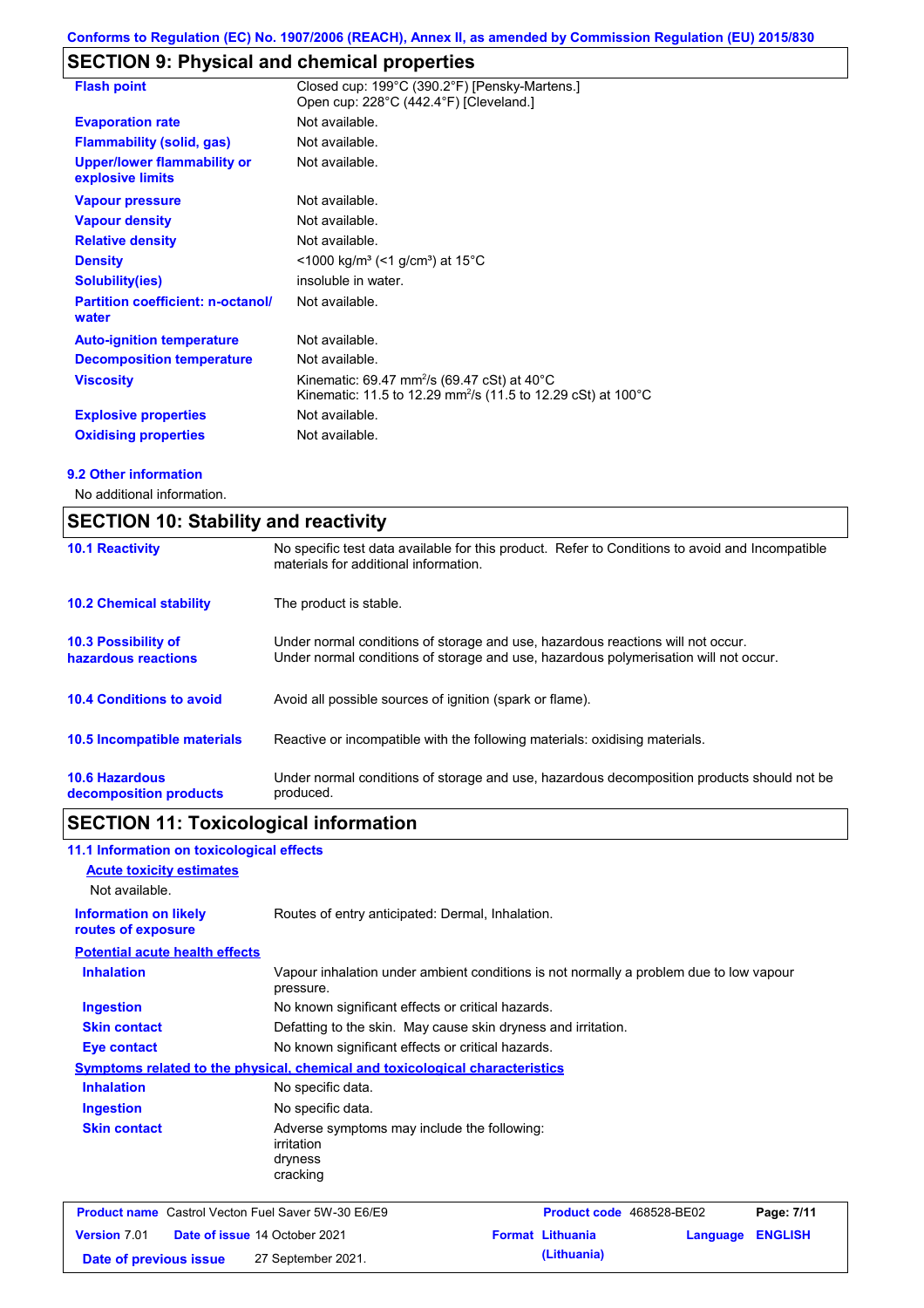## SECTION 9: Physical and chemical properties

| | |
|---|---|
| **Flash point** | Closed cup: 199°C (390.2°F) [Pensky-Martens.]<br>Open cup: 228°C (442.4°F) [Cleveland.] |
| **Evaporation rate** | Not available. |
| **Flammability (solid, gas)** | Not available. |
| **Upper/lower flammability or explosive limits** | Not available. |
| **Vapour pressure** | Not available. |
| **Vapour density** | Not available. |
| **Relative density** | Not available. |
| **Density** | <1000 kg/m³ (<1 g/cm³) at 15°C |
| **Solubility(ies)** | insoluble in water. |
| **Partition coefficient: n-octanol/ water** | Not available. |
| **Auto-ignition temperature** | Not available. |
| **Decomposition temperature** | Not available. |
| **Viscosity** | Kinematic: 69.47 mm²/s (69.47 cSt) at 40°C<br>Kinematic: 11.5 to 12.29 mm²/s (11.5 to 12.29 cSt) at 100°C |
| **Explosive properties** | Not available. |
| **Oxidising properties** | Not available. |

### 9.2 Other information

No additional information.

## SECTION 10: Stability and reactivity

| | |
|---|---|
| **10.1 Reactivity** | No specific test data available for this product. Refer to Conditions to avoid and Incompatible materials for additional information. |
| **10.2 Chemical stability** | The product is stable. |
| **10.3 Possibility of hazardous reactions** | Under normal conditions of storage and use, hazardous reactions will not occur.<br>Under normal conditions of storage and use, hazardous polymerisation will not occur. |
| **10.4 Conditions to avoid** | Avoid all possible sources of ignition (spark or flame). |
| **10.5 Incompatible materials** | Reactive or incompatible with the following materials: oxidising materials. |
| **10.6 Hazardous decomposition products** | Under normal conditions of storage and use, hazardous decomposition products should not be produced. |

## SECTION 11: Toxicological information

### 11.1 Information on toxicological effects

**Acute toxicity estimates**

Not available.

**Information on likely routes of exposure**: Routes of entry anticipated: Dermal, Inhalation.

**Potential acute health effects**

| | |
|---|---|
| **Inhalation** | Vapour inhalation under ambient conditions is not normally a problem due to low vapour pressure. |
| **Ingestion** | No known significant effects or critical hazards. |
| **Skin contact** | Defatting to the skin. May cause skin dryness and irritation. |
| **Eye contact** | No known significant effects or critical hazards. |

**Symptoms related to the physical, chemical and toxicological characteristics**

| | |
|---|---|
| **Inhalation** | No specific data. |
| **Ingestion** | No specific data. |
| **Skin contact** | Adverse symptoms may include the following:<br>irritation<br>dryness<br>cracking |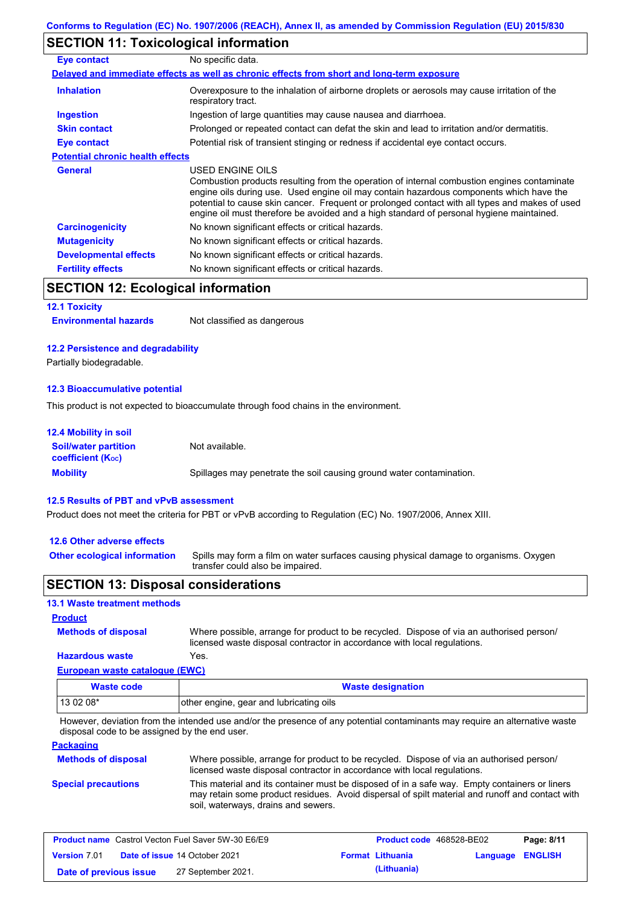## SECTION 11: Toxicological information

**Eye contact** No specific data.

**Delayed and immediate effects as well as chronic effects from short and long-term exposure**

**Inhalation** Overexposure to the inhalation of airborne droplets or aerosols may cause irritation of the respiratory tract.

**Ingestion** Ingestion of large quantities may cause nausea and diarrhoea.

**Skin contact** Prolonged or repeated contact can defat the skin and lead to irritation and/or dermatitis.

**Eye contact** Potential risk of transient stinging or redness if accidental eye contact occurs.

**Potential chronic health effects**

**General** USED ENGINE OILS
Combustion products resulting from the operation of internal combustion engines contaminate engine oils during use. Used engine oil may contain hazardous components which have the potential to cause skin cancer. Frequent or prolonged contact with all types and makes of used engine oil must therefore be avoided and a high standard of personal hygiene maintained.

**Carcinogenicity** No known significant effects or critical hazards.

**Mutagenicity** No known significant effects or critical hazards.

**Developmental effects** No known significant effects or critical hazards.

**Fertility effects** No known significant effects or critical hazards.

## SECTION 12: Ecological information

### 12.1 Toxicity

**Environmental hazards** Not classified as dangerous

### 12.2 Persistence and degradability

Partially biodegradable.

### 12.3 Bioaccumulative potential

This product is not expected to bioaccumulate through food chains in the environment.

### 12.4 Mobility in soil

**Soil/water partition coefficient ($K_{OC}$)** Not available.

**Mobility** Spillages may penetrate the soil causing ground water contamination.

### 12.5 Results of PBT and vPvB assessment

Product does not meet the criteria for PBT or vPvB according to Regulation (EC) No. 1907/2006, Annex XIII.

### 12.6 Other adverse effects

**Other ecological information** Spills may form a film on water surfaces causing physical damage to organisms. Oxygen transfer could also be impaired.

## SECTION 13: Disposal considerations

### 13.1 Waste treatment methods

**Product**

**Methods of disposal** Where possible, arrange for product to be recycled. Dispose of via an authorised person/ licensed waste disposal contractor in accordance with local regulations.

**Hazardous waste** Yes.

**European waste catalogue (EWC)**

| Waste code | Waste designation |
|---|---|
| 13 02 08* | other engine, gear and lubricating oils |

However, deviation from the intended use and/or the presence of any potential contaminants may require an alternative waste disposal code to be assigned by the end user.

**Packaging**

**Methods of disposal** Where possible, arrange for product to be recycled. Dispose of via an authorised person/ licensed waste disposal contractor in accordance with local regulations.

**Special precautions** This material and its container must be disposed of in a safe way. Empty containers or liners may retain some product residues. Avoid dispersal of spilt material and runoff and contact with soil, waterways, drains and sewers.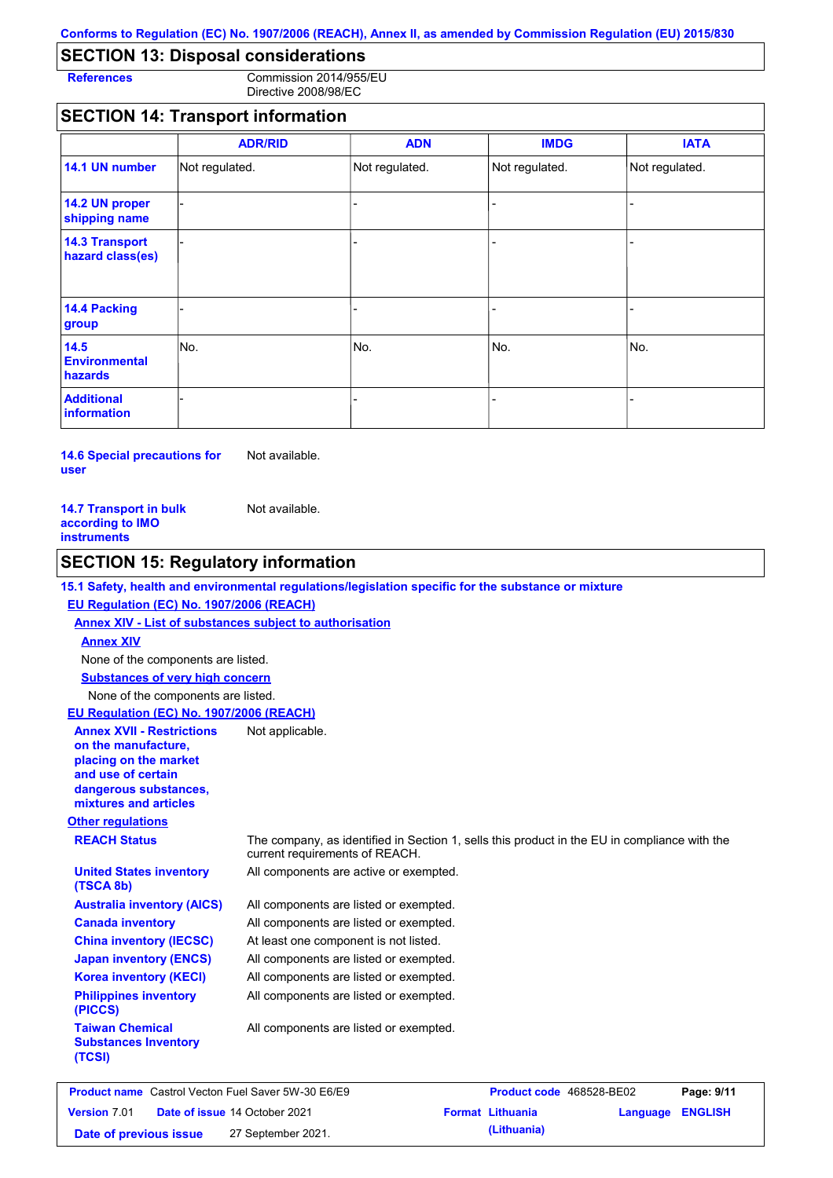## SECTION 13: Disposal considerations

| | |
|---|---|
| **References** | Commission 2014/955/EU<br>Directive 2008/98/EC |

## SECTION 14: Transport information

| | ADR/RID | ADN | IMDG | IATA |
|---|---|---|---|---|
| **14.1 UN number** | Not regulated. | Not regulated. | Not regulated. | Not regulated. |
| **14.2 UN proper shipping name** | - | - | - | - |
| **14.3 Transport hazard class(es)** | - | - | - | - |
| **14.4 Packing group** | - | - | - | - |
| **14.5 Environmental hazards** | No. | No. | No. | No. |
| **Additional information** | - | - | - | - |

**14.6 Special precautions for user** Not available.

**14.7 Transport in bulk according to IMO instruments** Not available.

## SECTION 15: Regulatory information

**15.1 Safety, health and environmental regulations/legislation specific for the substance or mixture**

**EU Regulation (EC) No. 1907/2006 (REACH)**

**Annex XIV - List of substances subject to authorisation**

**Annex XIV**

None of the components are listed.

**Substances of very high concern**

None of the components are listed.

**EU Regulation (EC) No. 1907/2006 (REACH)**

**Annex XVII - Restrictions on the manufacture, placing on the market and use of certain dangerous substances, mixtures and articles** Not applicable.

**Other regulations**

| | |
|---|---|
| **REACH Status** | The company, as identified in Section 1, sells this product in the EU in compliance with the current requirements of REACH. |
| **United States inventory (TSCA 8b)** | All components are active or exempted. |
| **Australia inventory (AICS)** | All components are listed or exempted. |
| **Canada inventory** | All components are listed or exempted. |
| **China inventory (IECSC)** | At least one component is not listed. |
| **Japan inventory (ENCS)** | All components are listed or exempted. |
| **Korea inventory (KECI)** | All components are listed or exempted. |
| **Philippines inventory (PICCS)** | All components are listed or exempted. |
| **Taiwan Chemical Substances Inventory (TCSI)** | All components are listed or exempted. |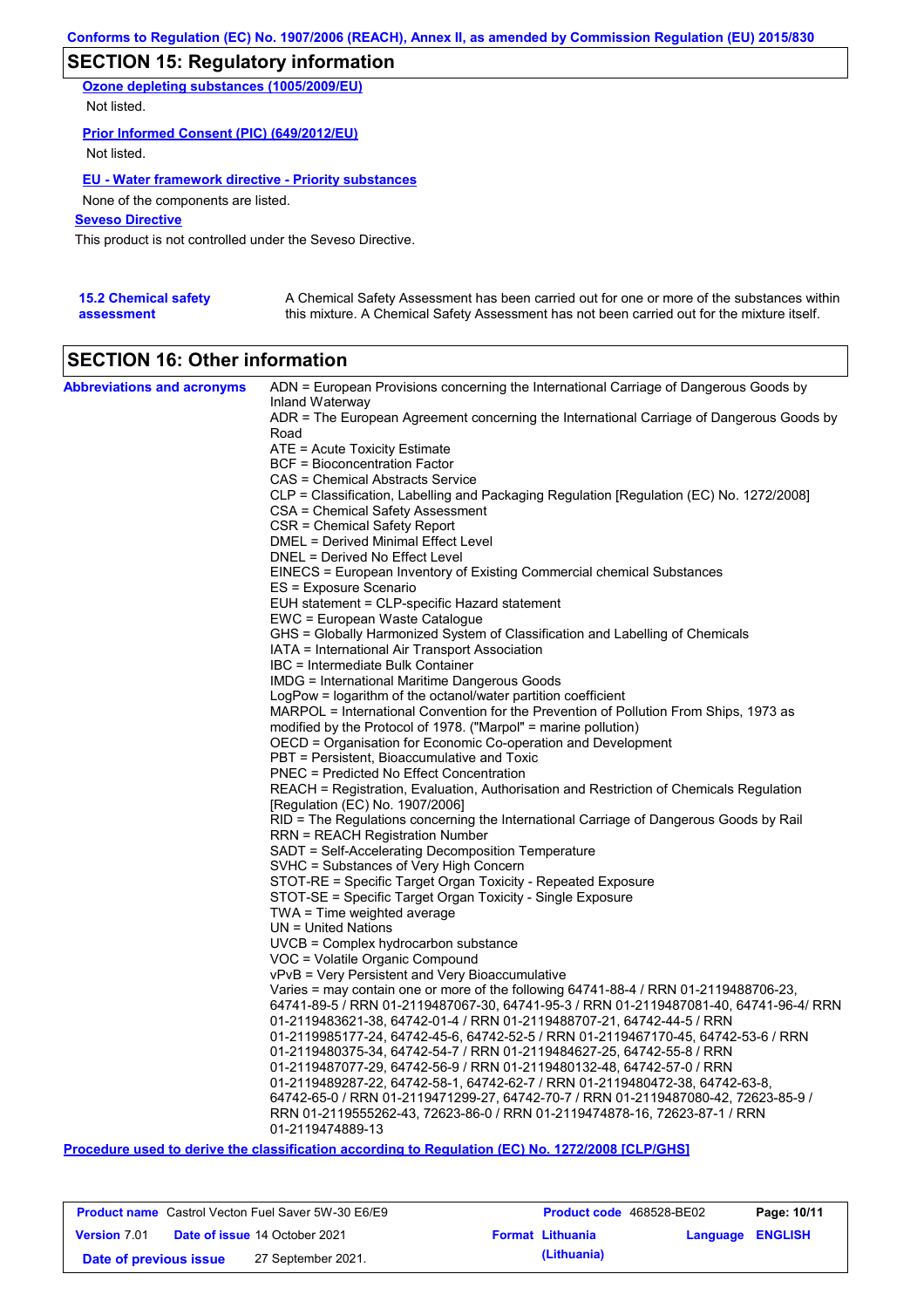## SECTION 15: Regulatory information

**Ozone depleting substances (1005/2009/EU)**

Not listed.

**Prior Informed Consent (PIC) (649/2012/EU)**

Not listed.

**EU - Water framework directive - Priority substances**

None of the components are listed.

**Seveso Directive**

This product is not controlled under the Seveso Directive.

**15.2 Chemical safety assessment**

A Chemical Safety Assessment has been carried out for one or more of the substances within this mixture. A Chemical Safety Assessment has not been carried out for the mixture itself.

## SECTION 16: Other information

**Abbreviations and acronyms**

ADN = European Provisions concerning the International Carriage of Dangerous Goods by Inland Waterway
ADR = The European Agreement concerning the International Carriage of Dangerous Goods by Road
ATE = Acute Toxicity Estimate
BCF = Bioconcentration Factor
CAS = Chemical Abstracts Service
CLP = Classification, Labelling and Packaging Regulation [Regulation (EC) No. 1272/2008]
CSA = Chemical Safety Assessment
CSR = Chemical Safety Report
DMEL = Derived Minimal Effect Level
DNEL = Derived No Effect Level
EINECS = European Inventory of Existing Commercial chemical Substances
ES = Exposure Scenario
EUH statement = CLP-specific Hazard statement
EWC = European Waste Catalogue
GHS = Globally Harmonized System of Classification and Labelling of Chemicals
IATA = International Air Transport Association
IBC = Intermediate Bulk Container
IMDG = International Maritime Dangerous Goods
LogPow = logarithm of the octanol/water partition coefficient
MARPOL = International Convention for the Prevention of Pollution From Ships, 1973 as modified by the Protocol of 1978. ("Marpol" = marine pollution)
OECD = Organisation for Economic Co-operation and Development
PBT = Persistent, Bioaccumulative and Toxic
PNEC = Predicted No Effect Concentration
REACH = Registration, Evaluation, Authorisation and Restriction of Chemicals Regulation [Regulation (EC) No. 1907/2006]
RID = The Regulations concerning the International Carriage of Dangerous Goods by Rail
RRN = REACH Registration Number
SADT = Self-Accelerating Decomposition Temperature
SVHC = Substances of Very High Concern
STOT-RE = Specific Target Organ Toxicity - Repeated Exposure
STOT-SE = Specific Target Organ Toxicity - Single Exposure
TWA = Time weighted average
UN = United Nations
UVCB = Complex hydrocarbon substance
VOC = Volatile Organic Compound
vPvB = Very Persistent and Very Bioaccumulative
Varies = may contain one or more of the following 64741-88-4 / RRN 01-2119488706-23, 64741-89-5 / RRN 01-2119487067-30, 64741-95-3 / RRN 01-2119487081-40, 64741-96-4/ RRN 01-2119483621-38, 64742-01-4 / RRN 01-2119488707-21, 64742-44-5 / RRN 01-2119985177-24, 64742-45-6, 64742-52-5 / RRN 01-2119467170-45, 64742-53-6 / RRN 01-2119480375-34, 64742-54-7 / RRN 01-2119484627-25, 64742-55-8 / RRN 01-2119487077-29, 64742-56-9 / RRN 01-2119480132-48, 64742-57-0 / RRN 01-2119489287-22, 64742-58-1, 64742-62-7 / RRN 01-2119480472-38, 64742-63-8, 64742-65-0 / RRN 01-2119471299-27, 64742-70-7 / RRN 01-2119487080-42, 72623-85-9 / RRN 01-2119555262-43, 72623-86-0 / RRN 01-2119474878-16, 72623-87-1 / RRN 01-2119474889-13

**Procedure used to derive the classification according to Regulation (EC) No. 1272/2008 [CLP/GHS]**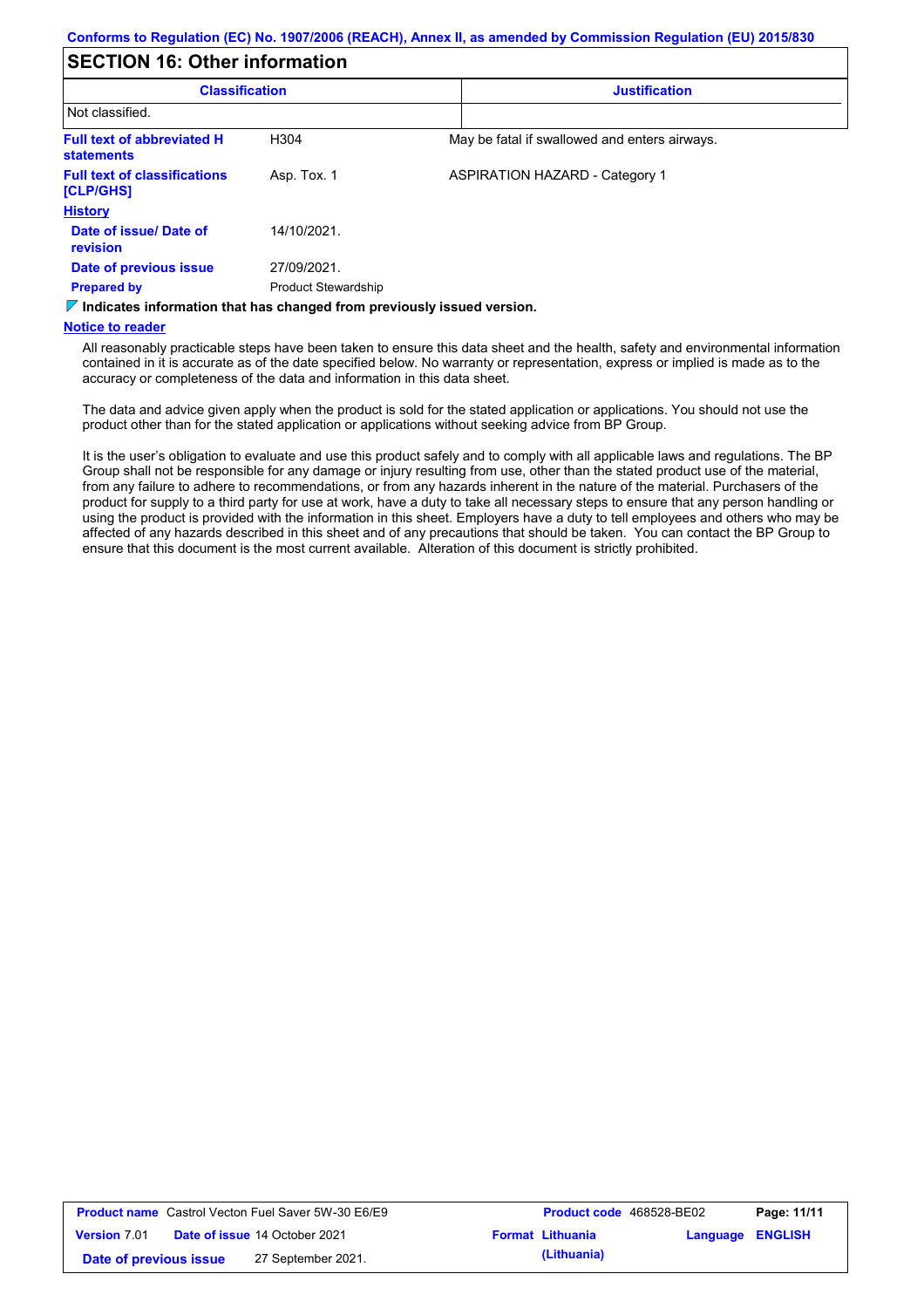Conforms to Regulation (EC) No. 1907/2006 (REACH), Annex II, as amended by Commission Regulation (EU) 2015/830

## SECTION 16: Other information

| Classification | Justification |
| --- | --- |
| Not classified. | |

**Full text of abbreviated H statements** H304 May be fatal if swallowed and enters airways.

**Full text of classifications [CLP/GHS]** Asp. Tox. 1 ASPIRATION HAZARD - Category 1

**History**

**Date of issue/ Date of revision** 14/10/2021.

**Date of previous issue** 27/09/2021.

**Prepared by** Product Stewardship

**Indicates information that has changed from previously issued version.**

**Notice to reader**

All reasonably practicable steps have been taken to ensure this data sheet and the health, safety and environmental information contained in it is accurate as of the date specified below. No warranty or representation, express or implied is made as to the accuracy or completeness of the data and information in this data sheet.

The data and advice given apply when the product is sold for the stated application or applications. You should not use the product other than for the stated application or applications without seeking advice from BP Group.

It is the user's obligation to evaluate and use this product safely and to comply with all applicable laws and regulations. The BP Group shall not be responsible for any damage or injury resulting from use, other than the stated product use of the material, from any failure to adhere to recommendations, or from any hazards inherent in the nature of the material. Purchasers of the product for supply to a third party for use at work, have a duty to take all necessary steps to ensure that any person handling or using the product is provided with the information in this sheet. Employers have a duty to tell employees and others who may be affected of any hazards described in this sheet and of any precautions that should be taken. You can contact the BP Group to ensure that this document is the most current available. Alteration of this document is strictly prohibited.